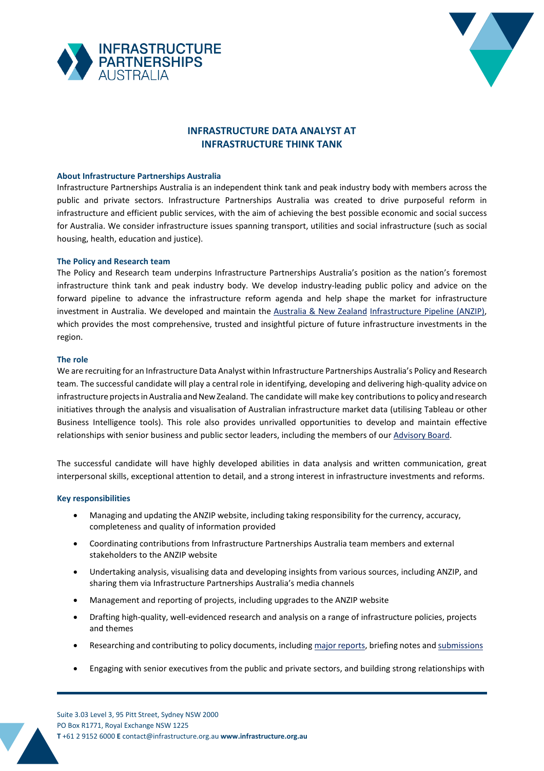# INFRASTRUCTURE DATA ANALYST AT INFRASTRUCTURE THINK TANK

### About Infrastructure Partnerships Australia

Infrastructure Partnerships Australia is an independent think tank and peak industry body with members across the public and private sectors. Infrastructure Partnerships Australia was created to drive purposeful reform in infrastructure and efficient public services, with the aim of achieving the best possible economic and social success for Australia. We consider infrastructure issues spanning transport, utilities and social infrastructure (such as social housing, health, education and justice).

### The Policy and Research team

The Policy and Research team underpins Infrastructure Partnerships Australia's position as the nation's foremost infrastructure think tank and peak industry body. We develop industry-leading public policy and advice on the forward pipeline to advance the infrastructure reform agenda and help shape the market for infrastructure investment in Australia. We developed and maintain the Australia & New Zealand Infrastructure Pipeline (ANZIP), which provides the most comprehensive, trusted and insightful picture of future infrastructure investments in the region.

### The role

We are recruiting for an Infrastructure Data Analyst within Infrastructure Partnerships Australia's Policy and Research team. The successful candidate will play a central role in identifying, developing and delivering high-quality advice on infrastructure projects in Australia and New Zealand. The candidate will make key contributions to policy and research initiatives through the analysis and visualisation of Australian infrastructure market data (utilising Tableau or other Business Intelligence tools). This role also provides unrivalled opportunities to develop and maintain effective relationships with senior business and public sector leaders, including the members of our Advisory Board.

The successful candidate will have highly developed abilities in data analysis and written communication, great interpersonal skills, exceptional attention to detail, and a strong interest in infrastructure investments and reforms.

### Key responsibilities

- Managing and updating the ANZIP website, including taking responsibility for the currency, accuracy, completeness and quality of information provided
- Coordinating contributions from Infrastructure Partnerships Australia team members and external stakeholders to the ANZIP website
- Undertaking analysis, visualising data and developing insights from various sources, including ANZIP, and sharing them via Infrastructure Partnerships Australia's media channels
- Management and reporting of projects, including upgrades to the ANZIP website
- Drafting high-quality, well-evidenced research and analysis on a range of infrastructure policies, projects and themes
- Researching and contributing to policy documents, including major reports, briefing notes and submissions
- Engaging with senior executives from the public and private sectors, and building strong relationships with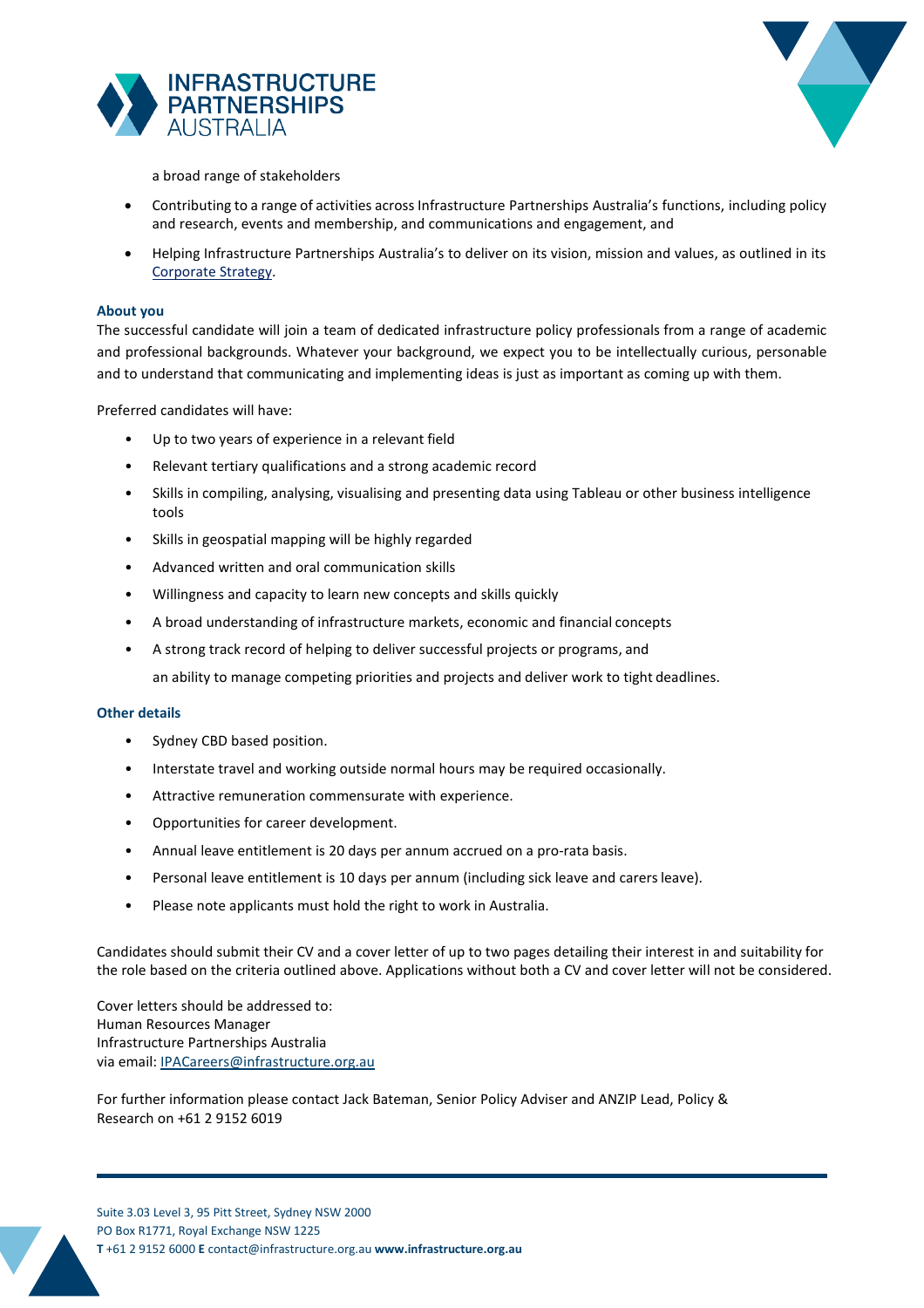a broad range of stakeholders

- Contributing to a range of activities across Infrastructure Partnerships Australia's functions, including policy and research, events and membership, and communications and engagement, and
- Helping Infrastructure Partnerships Australia's to deliver on its vision, mission and values, as outlined in its Corporate Strategy.

### About you

The successful candidate will join a team of dedicated infrastructure policy professionals from a range of academic and professional backgrounds. Whatever your background, we expect you to be intellectually curious, personable and to understand that communicating and implementing ideas is just as important as coming up with them.

Preferred candidates will have:

- Up to two years of experience in a relevant field
- Relevant tertiary qualifications and a strong academic record
- Skills in compiling, analysing, visualising and presenting data using Tableau or other business intelligence tools
- Skills in geospatial mapping will be highly regarded
- Advanced written and oral communication skills
- Willingness and capacity to learn new concepts and skills quickly
- A broad understanding of infrastructure markets, economic and financial concepts
- A strong track record of helping to deliver successful projects or programs, and

  an ability to manage competing priorities and projects and deliver work to tight deadlines.

### Other details

- Sydney CBD based position.
- Interstate travel and working outside normal hours may be required occasionally.
- Attractive remuneration commensurate with experience.
- Opportunities for career development.
- Annual leave entitlement is 20 days per annum accrued on a pro-rata basis.
- Personal leave entitlement is 10 days per annum (including sick leave and carers leave).
- Please note applicants must hold the right to work in Australia.

Candidates should submit their CV and a cover letter of up to two pages detailing their interest in and suitability for the role based on the criteria outlined above. Applications without both a CV and cover letter will not be considered.

Cover letters should be addressed to:
Human Resources Manager
Infrastructure Partnerships Australia
via email: IPACareers@infrastructure.org.au

For further information please contact Jack Bateman, Senior Policy Adviser and ANZIP Lead, Policy & Research on +61 2 9152 6019